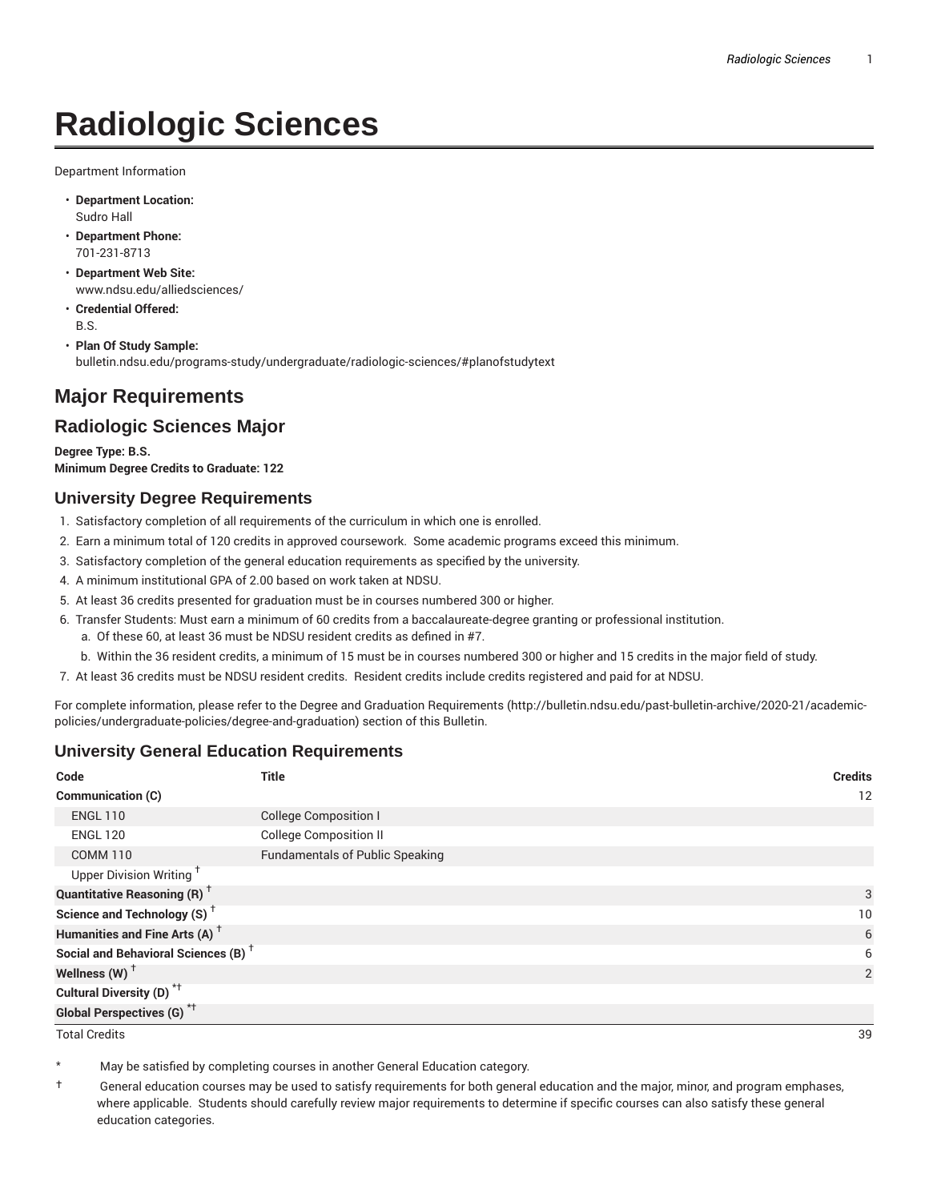# Radiologic Sciences

Department Information

- **Department Location:**
  Sudro Hall
- **Department Phone:**
  701-231-8713
- **Department Web Site:**
  www.ndsu.edu/alliedsciences/
- **Credential Offered:**
  B.S.
- **Plan Of Study Sample:**
  bulletin.ndsu.edu/programs-study/undergraduate/radiologic-sciences/#planofstudytext

## Major Requirements

### Radiologic Sciences Major

**Degree Type: B.S.**
**Minimum Degree Credits to Graduate: 122**

### University Degree Requirements

1. Satisfactory completion of all requirements of the curriculum in which one is enrolled.
2. Earn a minimum total of 120 credits in approved coursework. Some academic programs exceed this minimum.
3. Satisfactory completion of the general education requirements as specified by the university.
4. A minimum institutional GPA of 2.00 based on work taken at NDSU.
5. At least 36 credits presented for graduation must be in courses numbered 300 or higher.
6. Transfer Students: Must earn a minimum of 60 credits from a baccalaureate-degree granting or professional institution.
   a. Of these 60, at least 36 must be NDSU resident credits as defined in #7.
   b. Within the 36 resident credits, a minimum of 15 must be in courses numbered 300 or higher and 15 credits in the major field of study.
7. At least 36 credits must be NDSU resident credits. Resident credits include credits registered and paid for at NDSU.

For complete information, please refer to the Degree and Graduation Requirements (http://bulletin.ndsu.edu/past-bulletin-archive/2020-21/academic-policies/undergraduate-policies/degree-and-graduation) section of this Bulletin.

### University General Education Requirements

| Code | Title | Credits |
| --- | --- | --- |
| **Communication (C)** | | 12 |
| ENGL 110 | College Composition I | |
| ENGL 120 | College Composition II | |
| COMM 110 | Fundamentals of Public Speaking | |
| Upper Division Writing † | | |
| **Quantitative Reasoning (R)** † | | 3 |
| **Science and Technology (S)** † | | 10 |
| **Humanities and Fine Arts (A)** † | | 6 |
| **Social and Behavioral Sciences (B)** † | | 6 |
| **Wellness (W)** † | | 2 |
| **Cultural Diversity (D)** *† | | |
| **Global Perspectives (G)** *† | | |
| Total Credits | | 39 |

\* May be satisfied by completing courses in another General Education category.

† General education courses may be used to satisfy requirements for both general education and the major, minor, and program emphases, where applicable. Students should carefully review major requirements to determine if specific courses can also satisfy these general education categories.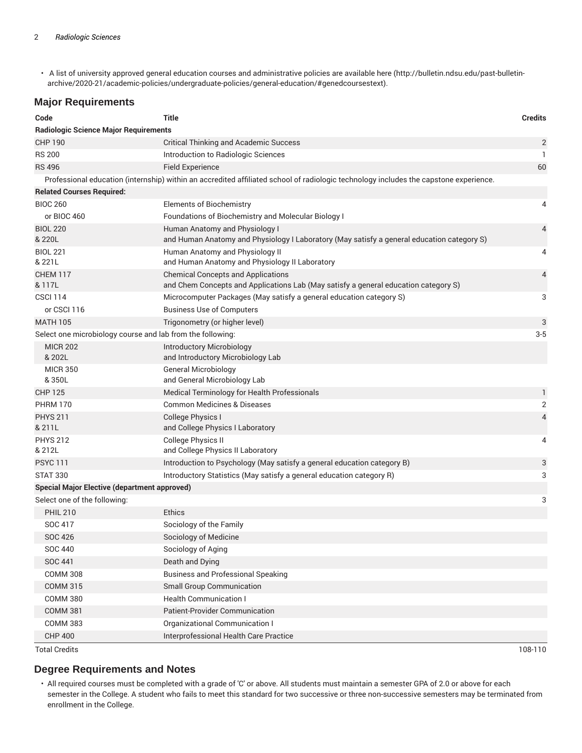- A list of university approved general education courses and administrative policies are available here (http://bulletin.ndsu.edu/past-bulletin-archive/2020-21/academic-policies/undergraduate-policies/general-education/#genedcoursestext).

## Major Requirements

| Code | Title | Credits |
|---|---|---|
| **Radiologic Science Major Requirements** | | |
| CHP 190 | Critical Thinking and Academic Success | 2 |
| RS 200 | Introduction to Radiologic Sciences | 1 |
| RS 496 | Field Experience | 60 |
| | Professional education (internship) within an accredited affiliated school of radiologic technology includes the capstone experience. | |
| **Related Courses Required:** | | |
| BIOC 260 | Elements of Biochemistry | 4 |
| or BIOC 460 | Foundations of Biochemistry and Molecular Biology I | |
| BIOL 220 & 220L | Human Anatomy and Physiology I and Human Anatomy and Physiology I Laboratory (May satisfy a general education category S) | 4 |
| BIOL 221 & 221L | Human Anatomy and Physiology II and Human Anatomy and Physiology II Laboratory | 4 |
| CHEM 117 & 117L | Chemical Concepts and Applications and Chem Concepts and Applications Lab (May satisfy a general education category S) | 4 |
| CSCI 114 | Microcomputer Packages (May satisfy a general education category S) | 3 |
| or CSCI 116 | Business Use of Computers | |
| MATH 105 | Trigonometry (or higher level) | 3 |
| Select one microbiology course and lab from the following: | | 3-5 |
| MICR 202 & 202L | Introductory Microbiology and Introductory Microbiology Lab | |
| MICR 350 & 350L | General Microbiology and General Microbiology Lab | |
| CHP 125 | Medical Terminology for Health Professionals | 1 |
| PHRM 170 | Common Medicines & Diseases | 2 |
| PHYS 211 & 211L | College Physics I and College Physics I Laboratory | 4 |
| PHYS 212 & 212L | College Physics II and College Physics II Laboratory | 4 |
| PSYC 111 | Introduction to Psychology (May satisfy a general education category B) | 3 |
| STAT 330 | Introductory Statistics (May satisfy a general education category R) | 3 |
| **Special Major Elective (department approved)** | | |
| Select one of the following: | | 3 |
| PHIL 210 | Ethics | |
| SOC 417 | Sociology of the Family | |
| SOC 426 | Sociology of Medicine | |
| SOC 440 | Sociology of Aging | |
| SOC 441 | Death and Dying | |
| COMM 308 | Business and Professional Speaking | |
| COMM 315 | Small Group Communication | |
| COMM 380 | Health Communication I | |
| COMM 381 | Patient-Provider Communication | |
| COMM 383 | Organizational Communication I | |
| CHP 400 | Interprofessional Health Care Practice | |
| Total Credits | | 108-110 |

## Degree Requirements and Notes

- All required courses must be completed with a grade of 'C' or above. All students must maintain a semester GPA of 2.0 or above for each semester in the College. A student who fails to meet this standard for two successive or three non-successive semesters may be terminated from enrollment in the College.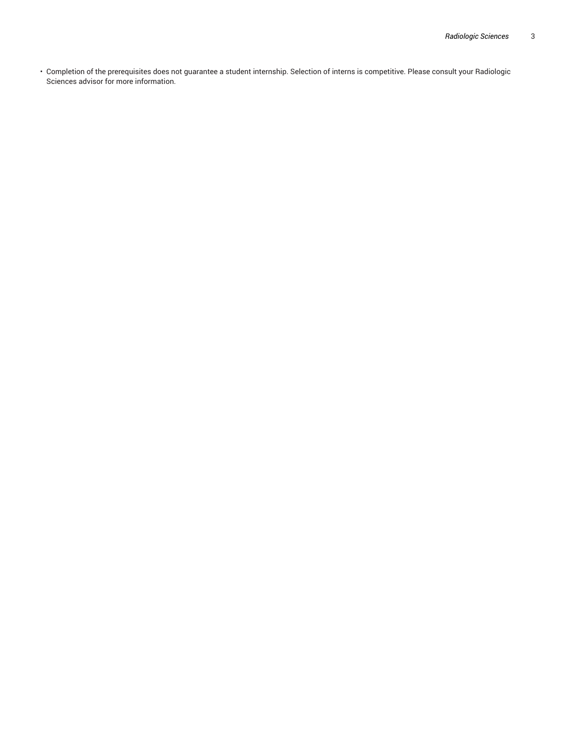- Completion of the prerequisites does not guarantee a student internship. Selection of interns is competitive. Please consult your Radiologic Sciences advisor for more information.